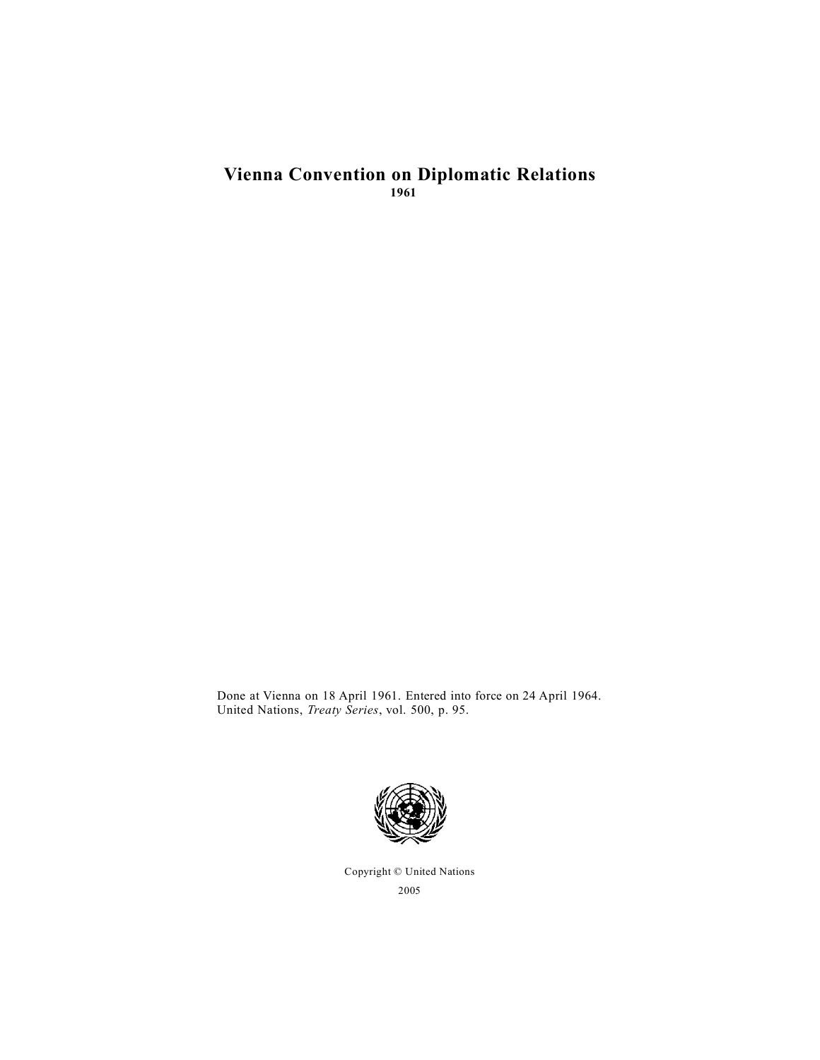# Vienna Convention on Diplomatic Relations

**1961**

Done at Vienna on 18 April 1961. Entered into force on 24 April 1964. United Nations, *Treaty Series*, vol. 500, p. 95.

Copyright © United Nations
2005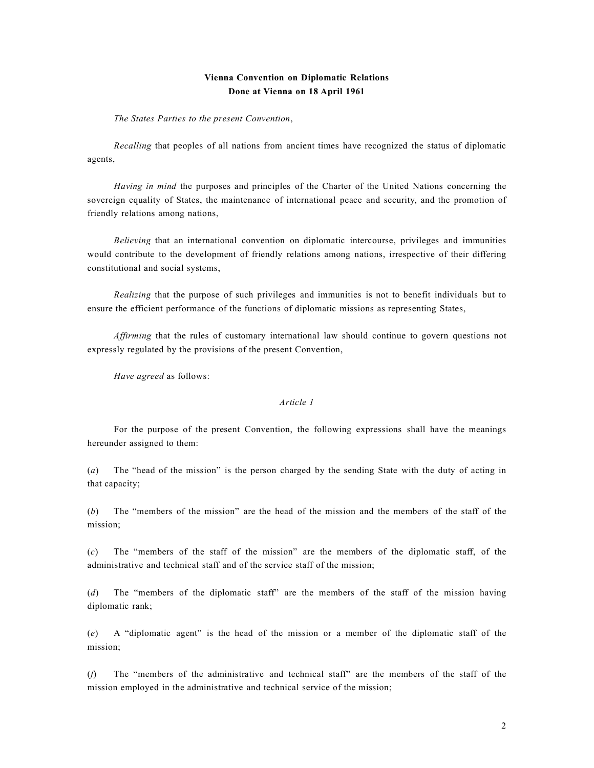# Vienna Convention on Diplomatic Relations
## Done at Vienna on 18 April 1961

*The States Parties to the present Convention*,

*Recalling* that peoples of all nations from ancient times have recognized the status of diplomatic agents,

*Having in mind* the purposes and principles of the Charter of the United Nations concerning the sovereign equality of States, the maintenance of international peace and security, and the promotion of friendly relations among nations,

*Believing* that an international convention on diplomatic intercourse, privileges and immunities would contribute to the development of friendly relations among nations, irrespective of their differing constitutional and social systems,

*Realizing* that the purpose of such privileges and immunities is not to benefit individuals but to ensure the efficient performance of the functions of diplomatic missions as representing States,

*Affirming* that the rules of customary international law should continue to govern questions not expressly regulated by the provisions of the present Convention,

*Have agreed* as follows:

*Article 1*

For the purpose of the present Convention, the following expressions shall have the meanings hereunder assigned to them:

(*a*) The "head of the mission" is the person charged by the sending State with the duty of acting in that capacity;

(*b*) The "members of the mission" are the head of the mission and the members of the staff of the mission;

(*c*) The "members of the staff of the mission" are the members of the diplomatic staff, of the administrative and technical staff and of the service staff of the mission;

(*d*) The "members of the diplomatic staff" are the members of the staff of the mission having diplomatic rank;

(*e*) A "diplomatic agent" is the head of the mission or a member of the diplomatic staff of the mission;

(*f*) The "members of the administrative and technical staff" are the members of the staff of the mission employed in the administrative and technical service of the mission;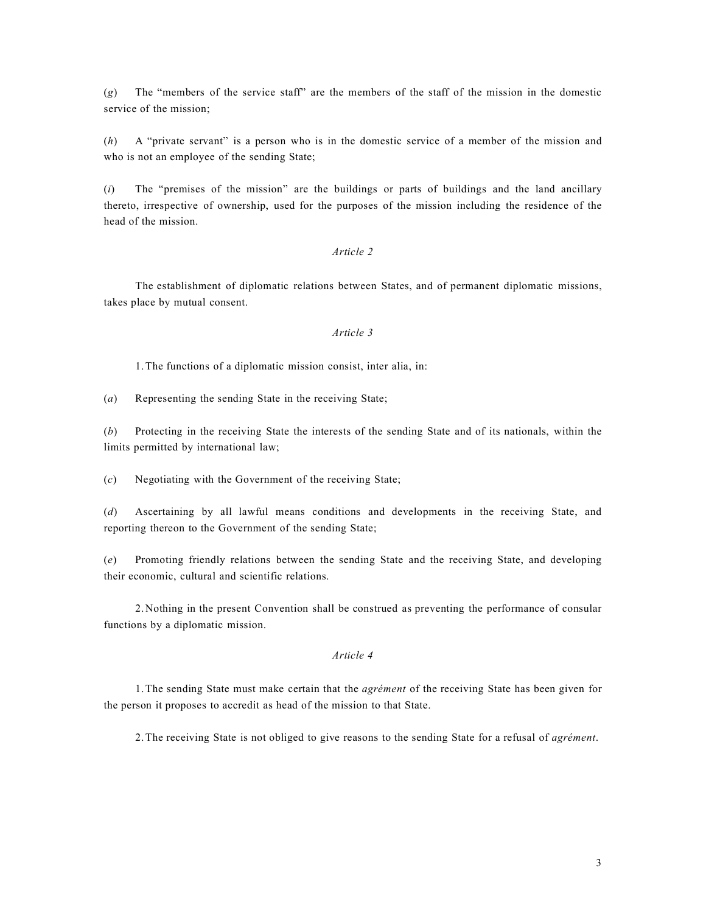(*g*) The "members of the service staff" are the members of the staff of the mission in the domestic service of the mission;

(*h*) A "private servant" is a person who is in the domestic service of a member of the mission and who is not an employee of the sending State;

(*i*) The "premises of the mission" are the buildings or parts of buildings and the land ancillary thereto, irrespective of ownership, used for the purposes of the mission including the residence of the head of the mission.

*Article 2*

The establishment of diplomatic relations between States, and of permanent diplomatic missions, takes place by mutual consent.

*Article 3*

1. The functions of a diplomatic mission consist, inter alia, in:

(*a*) Representing the sending State in the receiving State;

(*b*) Protecting in the receiving State the interests of the sending State and of its nationals, within the limits permitted by international law;

(*c*) Negotiating with the Government of the receiving State;

(*d*) Ascertaining by all lawful means conditions and developments in the receiving State, and reporting thereon to the Government of the sending State;

(*e*) Promoting friendly relations between the sending State and the receiving State, and developing their economic, cultural and scientific relations.

2. Nothing in the present Convention shall be construed as preventing the performance of consular functions by a diplomatic mission.

*Article 4*

1. The sending State must make certain that the *agrément* of the receiving State has been given for the person it proposes to accredit as head of the mission to that State.

2. The receiving State is not obliged to give reasons to the sending State for a refusal of *agrément*.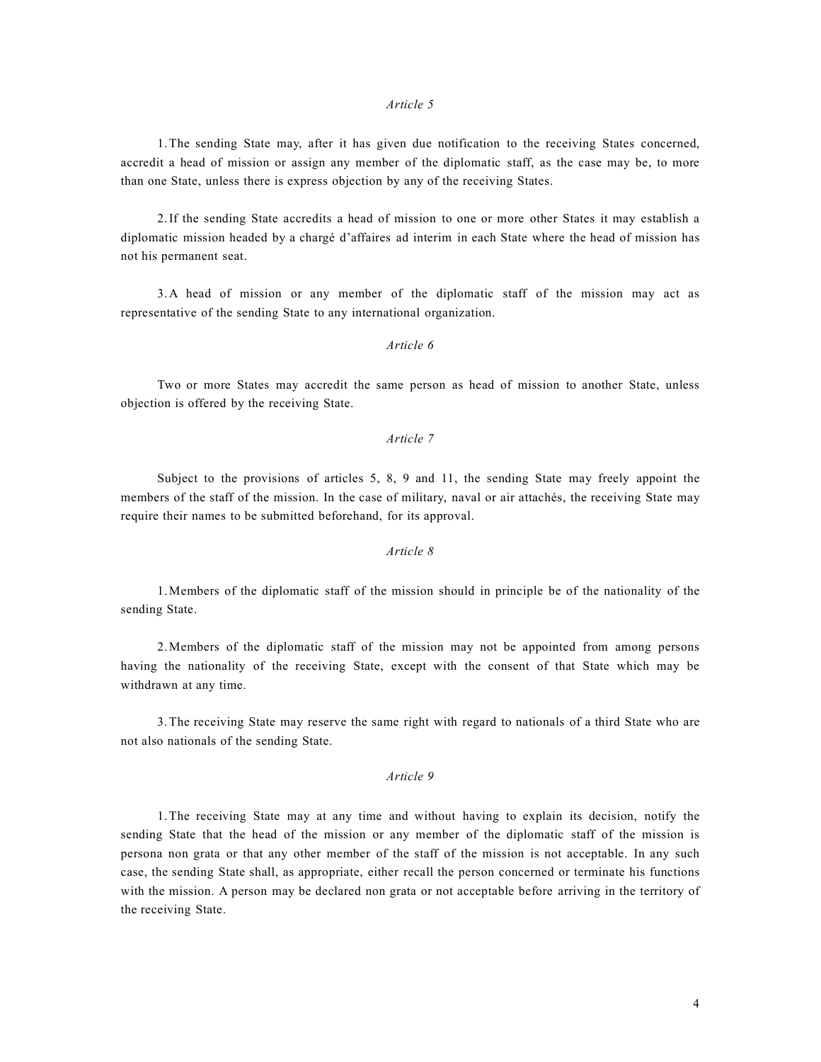*Article 5*

1. The sending State may, after it has given due notification to the receiving States concerned, accredit a head of mission or assign any member of the diplomatic staff, as the case may be, to more than one State, unless there is express objection by any of the receiving States.

2. If the sending State accredits a head of mission to one or more other States it may establish a diplomatic mission headed by a chargé d'affaires ad interim in each State where the head of mission has not his permanent seat.

3. A head of mission or any member of the diplomatic staff of the mission may act as representative of the sending State to any international organization.

*Article 6*

Two or more States may accredit the same person as head of mission to another State, unless objection is offered by the receiving State.

*Article 7*

Subject to the provisions of articles 5, 8, 9 and 11, the sending State may freely appoint the members of the staff of the mission. In the case of military, naval or air attachés, the receiving State may require their names to be submitted beforehand, for its approval.

*Article 8*

1. Members of the diplomatic staff of the mission should in principle be of the nationality of the sending State.

2. Members of the diplomatic staff of the mission may not be appointed from among persons having the nationality of the receiving State, except with the consent of that State which may be withdrawn at any time.

3. The receiving State may reserve the same right with regard to nationals of a third State who are not also nationals of the sending State.

*Article 9*

1. The receiving State may at any time and without having to explain its decision, notify the sending State that the head of the mission or any member of the diplomatic staff of the mission is persona non grata or that any other member of the staff of the mission is not acceptable. In any such case, the sending State shall, as appropriate, either recall the person concerned or terminate his functions with the mission. A person may be declared non grata or not acceptable before arriving in the territory of the receiving State.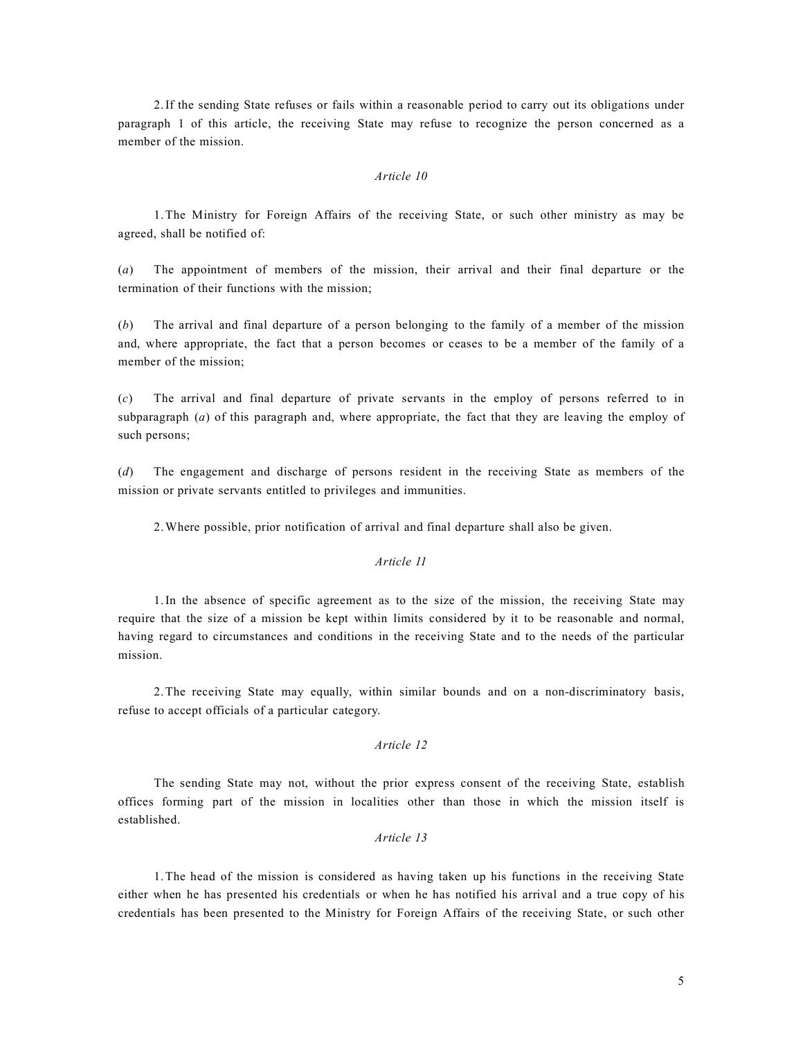2. If the sending State refuses or fails within a reasonable period to carry out its obligations under paragraph 1 of this article, the receiving State may refuse to recognize the person concerned as a member of the mission.

*Article 10*

1. The Ministry for Foreign Affairs of the receiving State, or such other ministry as may be agreed, shall be notified of:

(*a*) The appointment of members of the mission, their arrival and their final departure or the termination of their functions with the mission;

(*b*) The arrival and final departure of a person belonging to the family of a member of the mission and, where appropriate, the fact that a person becomes or ceases to be a member of the family of a member of the mission;

(*c*) The arrival and final departure of private servants in the employ of persons referred to in subparagraph (*a*) of this paragraph and, where appropriate, the fact that they are leaving the employ of such persons;

(*d*) The engagement and discharge of persons resident in the receiving State as members of the mission or private servants entitled to privileges and immunities.

2. Where possible, prior notification of arrival and final departure shall also be given.

*Article 11*

1. In the absence of specific agreement as to the size of the mission, the receiving State may require that the size of a mission be kept within limits considered by it to be reasonable and normal, having regard to circumstances and conditions in the receiving State and to the needs of the particular mission.

2. The receiving State may equally, within similar bounds and on a non-discriminatory basis, refuse to accept officials of a particular category.

*Article 12*

The sending State may not, without the prior express consent of the receiving State, establish offices forming part of the mission in localities other than those in which the mission itself is established.

*Article 13*

1. The head of the mission is considered as having taken up his functions in the receiving State either when he has presented his credentials or when he has notified his arrival and a true copy of his credentials has been presented to the Ministry for Foreign Affairs of the receiving State, or such other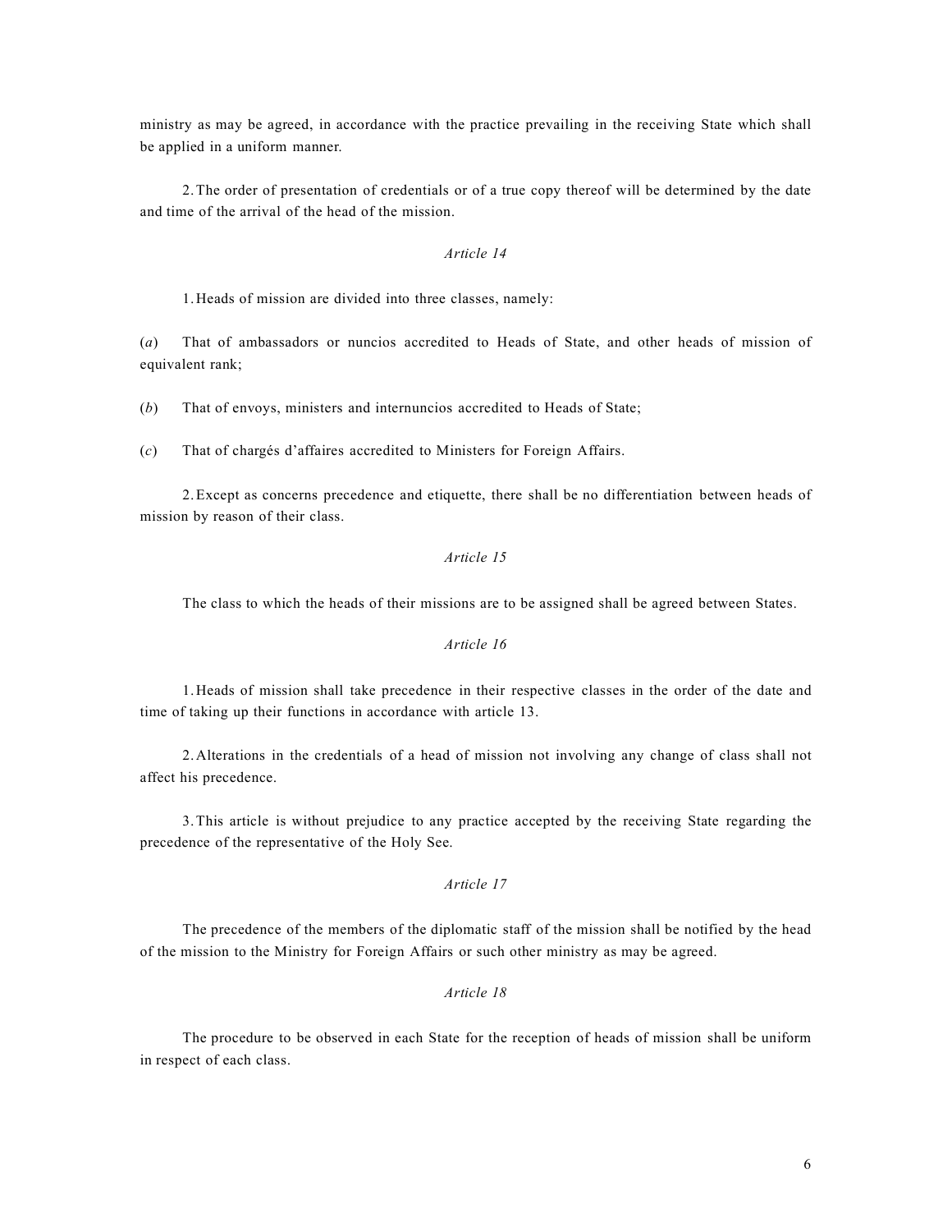ministry as may be agreed, in accordance with the practice prevailing in the receiving State which shall be applied in a uniform manner.

2. The order of presentation of credentials or of a true copy thereof will be determined by the date and time of the arrival of the head of the mission.

*Article 14*

1. Heads of mission are divided into three classes, namely:

(*a*) That of ambassadors or nuncios accredited to Heads of State, and other heads of mission of equivalent rank;

(*b*) That of envoys, ministers and internuncios accredited to Heads of State;

(*c*) That of chargés d'affaires accredited to Ministers for Foreign Affairs.

2. Except as concerns precedence and etiquette, there shall be no differentiation between heads of mission by reason of their class.

*Article 15*

The class to which the heads of their missions are to be assigned shall be agreed between States.

*Article 16*

1. Heads of mission shall take precedence in their respective classes in the order of the date and time of taking up their functions in accordance with article 13.

2. Alterations in the credentials of a head of mission not involving any change of class shall not affect his precedence.

3. This article is without prejudice to any practice accepted by the receiving State regarding the precedence of the representative of the Holy See.

*Article 17*

The precedence of the members of the diplomatic staff of the mission shall be notified by the head of the mission to the Ministry for Foreign Affairs or such other ministry as may be agreed.

*Article 18*

The procedure to be observed in each State for the reception of heads of mission shall be uniform in respect of each class.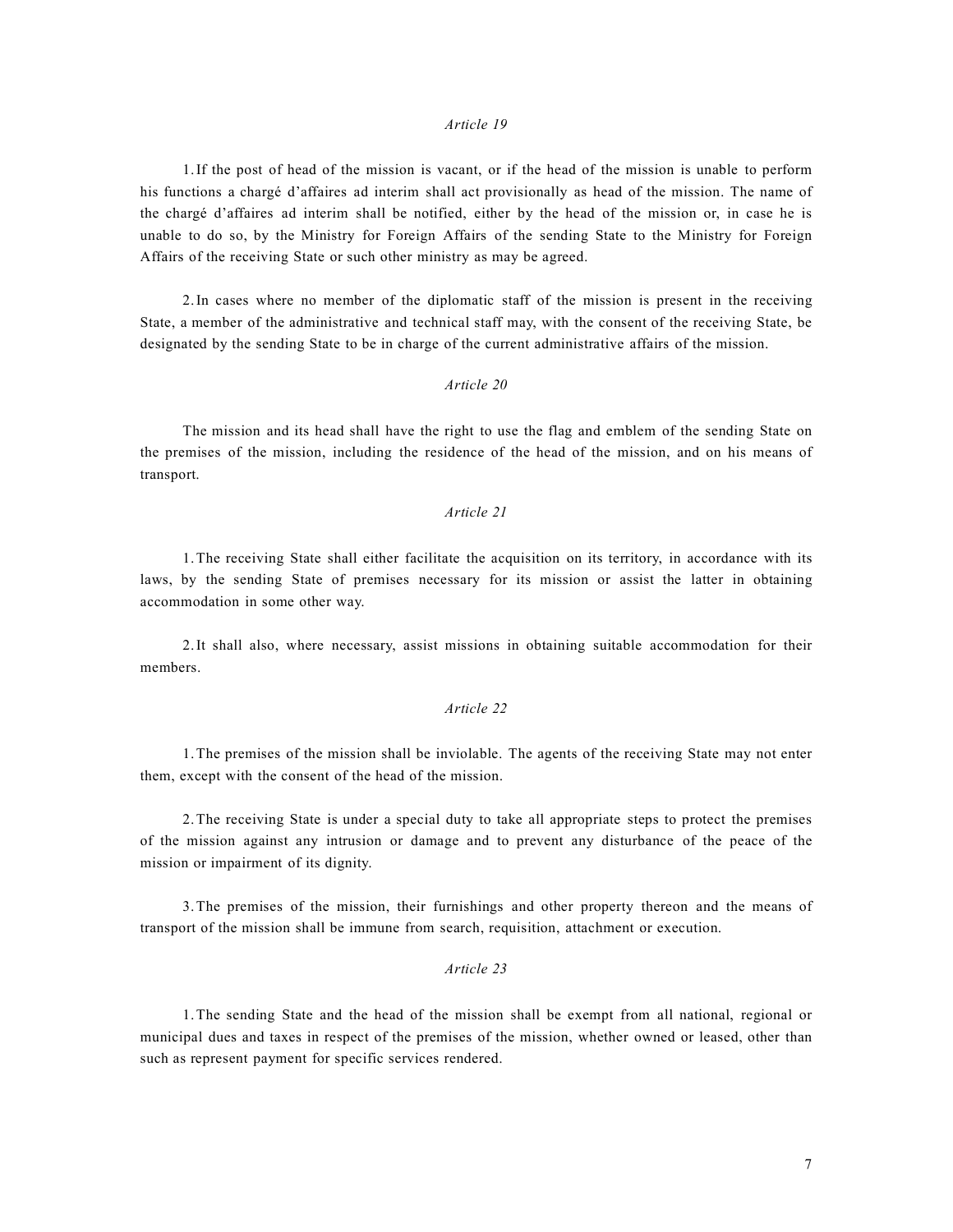*Article 19*

1. If the post of head of the mission is vacant, or if the head of the mission is unable to perform his functions a chargé d'affaires ad interim shall act provisionally as head of the mission. The name of the chargé d'affaires ad interim shall be notified, either by the head of the mission or, in case he is unable to do so, by the Ministry for Foreign Affairs of the sending State to the Ministry for Foreign Affairs of the receiving State or such other ministry as may be agreed.

2. In cases where no member of the diplomatic staff of the mission is present in the receiving State, a member of the administrative and technical staff may, with the consent of the receiving State, be designated by the sending State to be in charge of the current administrative affairs of the mission.

*Article 20*

The mission and its head shall have the right to use the flag and emblem of the sending State on the premises of the mission, including the residence of the head of the mission, and on his means of transport.

*Article 21*

1. The receiving State shall either facilitate the acquisition on its territory, in accordance with its laws, by the sending State of premises necessary for its mission or assist the latter in obtaining accommodation in some other way.

2. It shall also, where necessary, assist missions in obtaining suitable accommodation for their members.

*Article 22*

1. The premises of the mission shall be inviolable. The agents of the receiving State may not enter them, except with the consent of the head of the mission.

2. The receiving State is under a special duty to take all appropriate steps to protect the premises of the mission against any intrusion or damage and to prevent any disturbance of the peace of the mission or impairment of its dignity.

3. The premises of the mission, their furnishings and other property thereon and the means of transport of the mission shall be immune from search, requisition, attachment or execution.

*Article 23*

1. The sending State and the head of the mission shall be exempt from all national, regional or municipal dues and taxes in respect of the premises of the mission, whether owned or leased, other than such as represent payment for specific services rendered.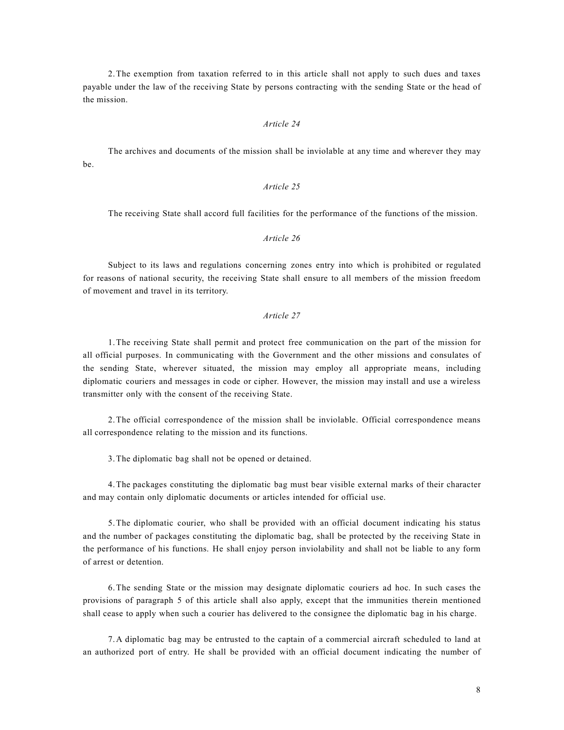2. The exemption from taxation referred to in this article shall not apply to such dues and taxes payable under the law of the receiving State by persons contracting with the sending State or the head of the mission.

*Article 24*

The archives and documents of the mission shall be inviolable at any time and wherever they may be.

*Article 25*

The receiving State shall accord full facilities for the performance of the functions of the mission.

*Article 26*

Subject to its laws and regulations concerning zones entry into which is prohibited or regulated for reasons of national security, the receiving State shall ensure to all members of the mission freedom of movement and travel in its territory.

*Article 27*

1. The receiving State shall permit and protect free communication on the part of the mission for all official purposes. In communicating with the Government and the other missions and consulates of the sending State, wherever situated, the mission may employ all appropriate means, including diplomatic couriers and messages in code or cipher. However, the mission may install and use a wireless transmitter only with the consent of the receiving State.

2. The official correspondence of the mission shall be inviolable. Official correspondence means all correspondence relating to the mission and its functions.

3. The diplomatic bag shall not be opened or detained.

4. The packages constituting the diplomatic bag must bear visible external marks of their character and may contain only diplomatic documents or articles intended for official use.

5. The diplomatic courier, who shall be provided with an official document indicating his status and the number of packages constituting the diplomatic bag, shall be protected by the receiving State in the performance of his functions. He shall enjoy person inviolability and shall not be liable to any form of arrest or detention.

6. The sending State or the mission may designate diplomatic couriers ad hoc. In such cases the provisions of paragraph 5 of this article shall also apply, except that the immunities therein mentioned shall cease to apply when such a courier has delivered to the consignee the diplomatic bag in his charge.

7. A diplomatic bag may be entrusted to the captain of a commercial aircraft scheduled to land at an authorized port of entry. He shall be provided with an official document indicating the number of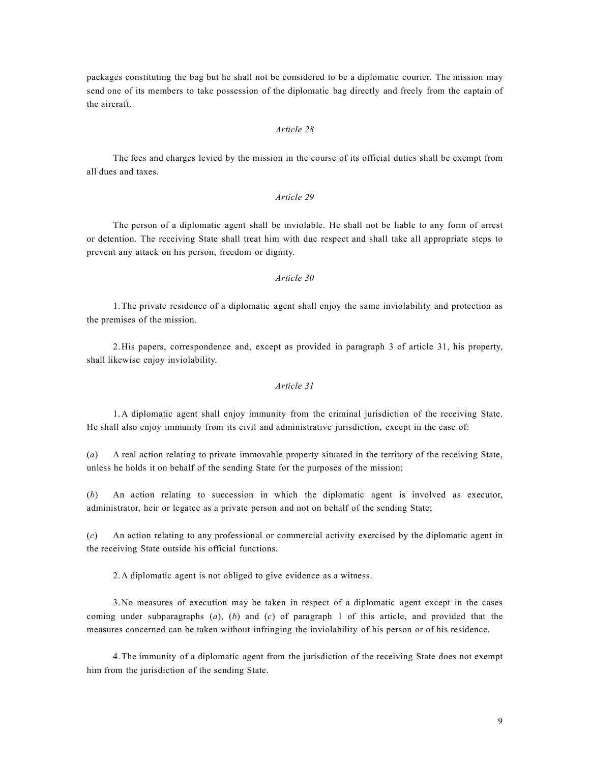packages constituting the bag but he shall not be considered to be a diplomatic courier. The mission may send one of its members to take possession of the diplomatic bag directly and freely from the captain of the aircraft.

*Article 28*

The fees and charges levied by the mission in the course of its official duties shall be exempt from all dues and taxes.

*Article 29*

The person of a diplomatic agent shall be inviolable. He shall not be liable to any form of arrest or detention. The receiving State shall treat him with due respect and shall take all appropriate steps to prevent any attack on his person, freedom or dignity.

*Article 30*

1. The private residence of a diplomatic agent shall enjoy the same inviolability and protection as the premises of the mission.

2. His papers, correspondence and, except as provided in paragraph 3 of article 31, his property, shall likewise enjoy inviolability.

*Article 31*

1. A diplomatic agent shall enjoy immunity from the criminal jurisdiction of the receiving State. He shall also enjoy immunity from its civil and administrative jurisdiction, except in the case of:

(*a*) A real action relating to private immovable property situated in the territory of the receiving State, unless he holds it on behalf of the sending State for the purposes of the mission;

(*b*) An action relating to succession in which the diplomatic agent is involved as executor, administrator, heir or legatee as a private person and not on behalf of the sending State;

(*c*) An action relating to any professional or commercial activity exercised by the diplomatic agent in the receiving State outside his official functions.

2. A diplomatic agent is not obliged to give evidence as a witness.

3. No measures of execution may be taken in respect of a diplomatic agent except in the cases coming under subparagraphs (*a*), (*b*) and (*c*) of paragraph 1 of this article, and provided that the measures concerned can be taken without infringing the inviolability of his person or of his residence.

4. The immunity of a diplomatic agent from the jurisdiction of the receiving State does not exempt him from the jurisdiction of the sending State.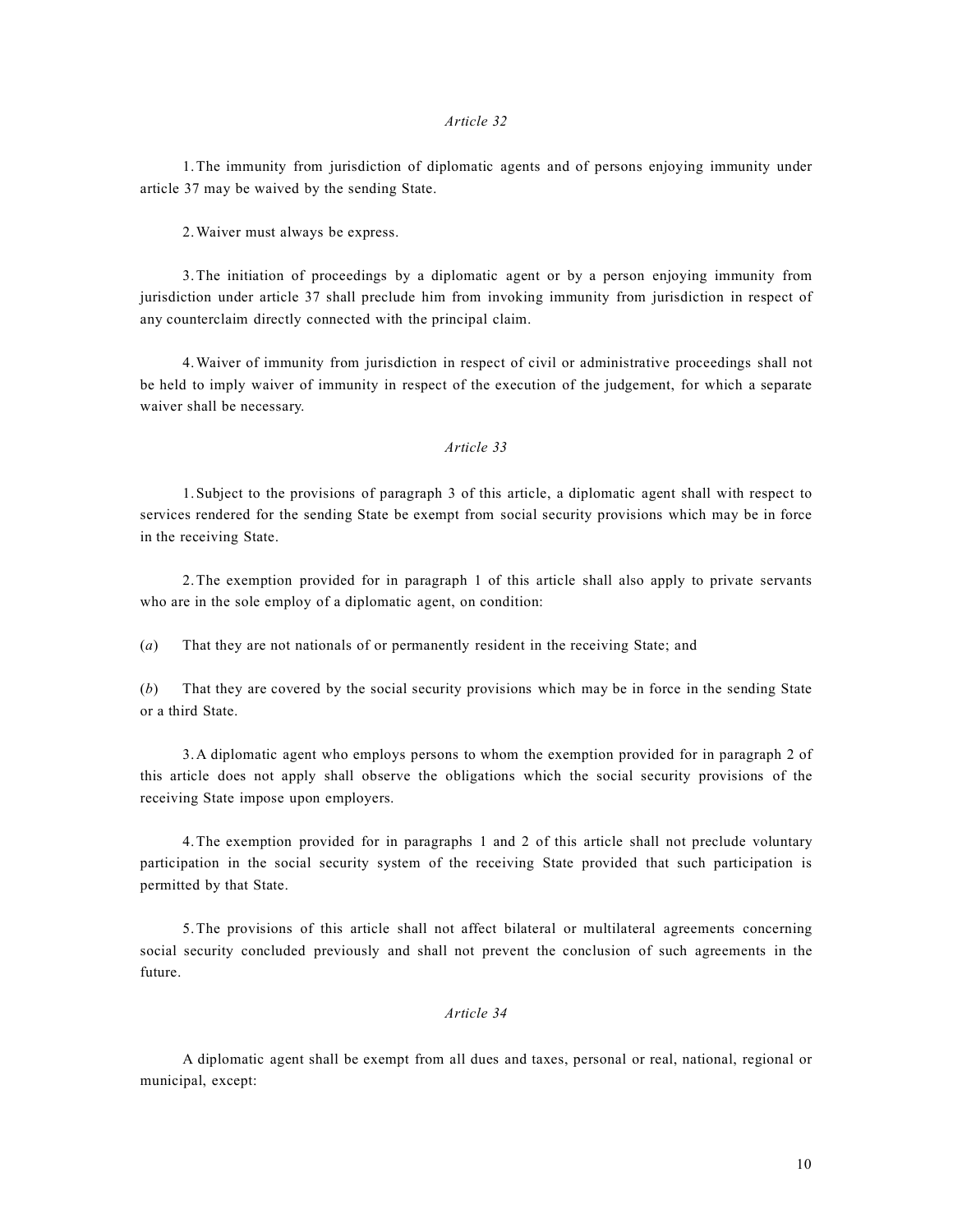*Article 32*

1. The immunity from jurisdiction of diplomatic agents and of persons enjoying immunity under article 37 may be waived by the sending State.

2. Waiver must always be express.

3. The initiation of proceedings by a diplomatic agent or by a person enjoying immunity from jurisdiction under article 37 shall preclude him from invoking immunity from jurisdiction in respect of any counterclaim directly connected with the principal claim.

4. Waiver of immunity from jurisdiction in respect of civil or administrative proceedings shall not be held to imply waiver of immunity in respect of the execution of the judgement, for which a separate waiver shall be necessary.

*Article 33*

1. Subject to the provisions of paragraph 3 of this article, a diplomatic agent shall with respect to services rendered for the sending State be exempt from social security provisions which may be in force in the receiving State.

2. The exemption provided for in paragraph 1 of this article shall also apply to private servants who are in the sole employ of a diplomatic agent, on condition:

(*a*) That they are not nationals of or permanently resident in the receiving State; and

(*b*) That they are covered by the social security provisions which may be in force in the sending State or a third State.

3. A diplomatic agent who employs persons to whom the exemption provided for in paragraph 2 of this article does not apply shall observe the obligations which the social security provisions of the receiving State impose upon employers.

4. The exemption provided for in paragraphs 1 and 2 of this article shall not preclude voluntary participation in the social security system of the receiving State provided that such participation is permitted by that State.

5. The provisions of this article shall not affect bilateral or multilateral agreements concerning social security concluded previously and shall not prevent the conclusion of such agreements in the future.

*Article 34*

A diplomatic agent shall be exempt from all dues and taxes, personal or real, national, regional or municipal, except: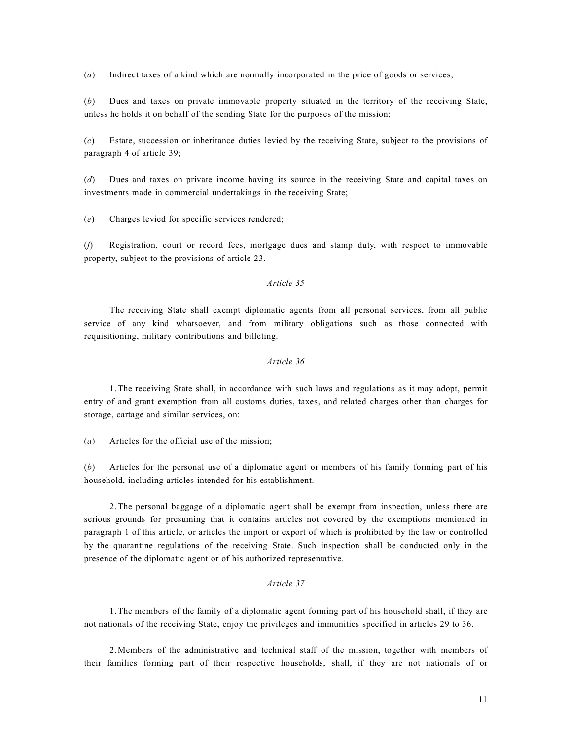(*a*) Indirect taxes of a kind which are normally incorporated in the price of goods or services;

(*b*) Dues and taxes on private immovable property situated in the territory of the receiving State, unless he holds it on behalf of the sending State for the purposes of the mission;

(*c*) Estate, succession or inheritance duties levied by the receiving State, subject to the provisions of paragraph 4 of article 39;

(*d*) Dues and taxes on private income having its source in the receiving State and capital taxes on investments made in commercial undertakings in the receiving State;

(*e*) Charges levied for specific services rendered;

(*f*) Registration, court or record fees, mortgage dues and stamp duty, with respect to immovable property, subject to the provisions of article 23.

*Article 35*

The receiving State shall exempt diplomatic agents from all personal services, from all public service of any kind whatsoever, and from military obligations such as those connected with requisitioning, military contributions and billeting.

*Article 36*

1. The receiving State shall, in accordance with such laws and regulations as it may adopt, permit entry of and grant exemption from all customs duties, taxes, and related charges other than charges for storage, cartage and similar services, on:

(*a*) Articles for the official use of the mission;

(*b*) Articles for the personal use of a diplomatic agent or members of his family forming part of his household, including articles intended for his establishment.

2. The personal baggage of a diplomatic agent shall be exempt from inspection, unless there are serious grounds for presuming that it contains articles not covered by the exemptions mentioned in paragraph 1 of this article, or articles the import or export of which is prohibited by the law or controlled by the quarantine regulations of the receiving State. Such inspection shall be conducted only in the presence of the diplomatic agent or of his authorized representative.

*Article 37*

1. The members of the family of a diplomatic agent forming part of his household shall, if they are not nationals of the receiving State, enjoy the privileges and immunities specified in articles 29 to 36.

2. Members of the administrative and technical staff of the mission, together with members of their families forming part of their respective households, shall, if they are not nationals of or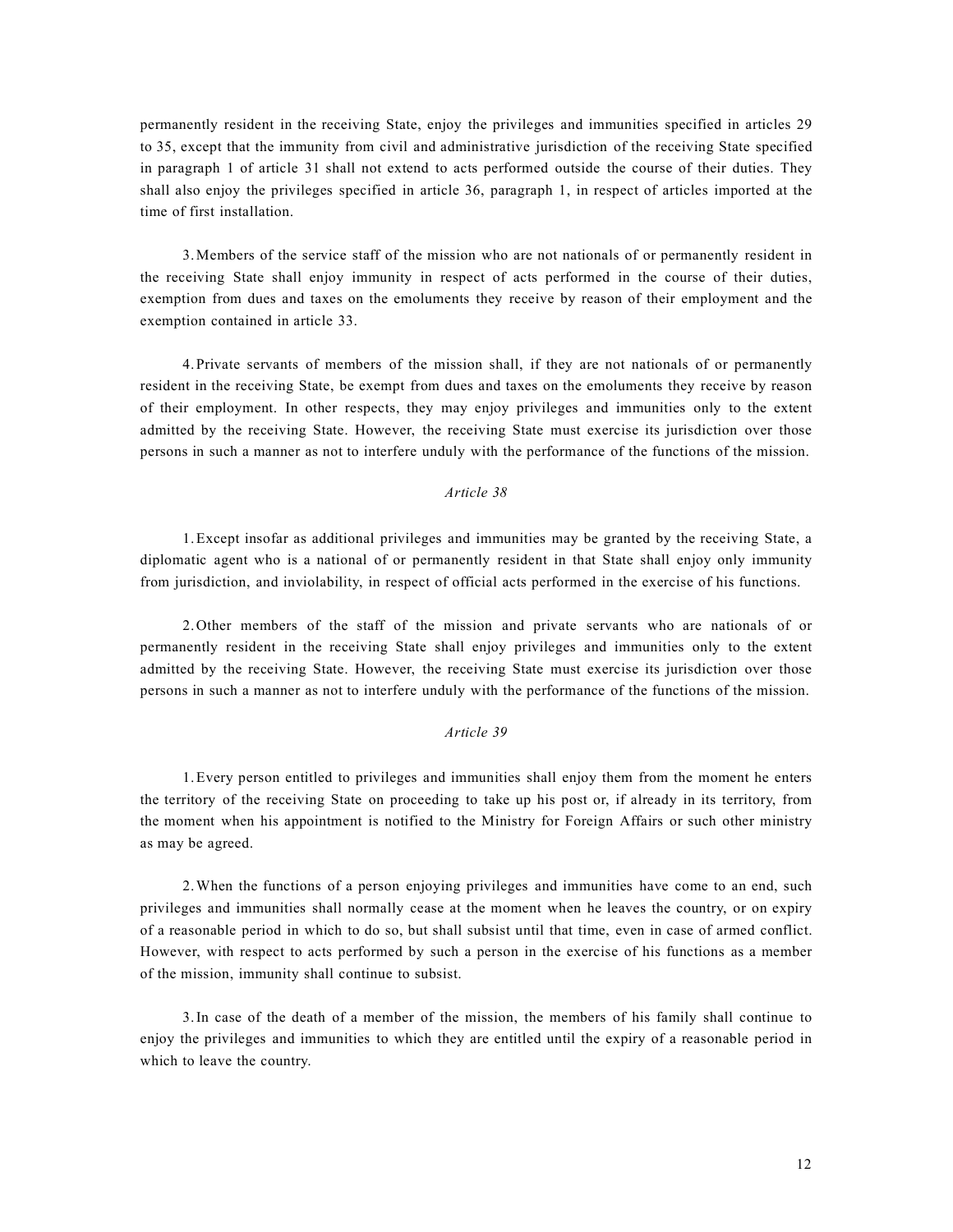permanently resident in the receiving State, enjoy the privileges and immunities specified in articles 29 to 35, except that the immunity from civil and administrative jurisdiction of the receiving State specified in paragraph 1 of article 31 shall not extend to acts performed outside the course of their duties. They shall also enjoy the privileges specified in article 36, paragraph 1, in respect of articles imported at the time of first installation.

3. Members of the service staff of the mission who are not nationals of or permanently resident in the receiving State shall enjoy immunity in respect of acts performed in the course of their duties, exemption from dues and taxes on the emoluments they receive by reason of their employment and the exemption contained in article 33.

4. Private servants of members of the mission shall, if they are not nationals of or permanently resident in the receiving State, be exempt from dues and taxes on the emoluments they receive by reason of their employment. In other respects, they may enjoy privileges and immunities only to the extent admitted by the receiving State. However, the receiving State must exercise its jurisdiction over those persons in such a manner as not to interfere unduly with the performance of the functions of the mission.

*Article 38*

1. Except insofar as additional privileges and immunities may be granted by the receiving State, a diplomatic agent who is a national of or permanently resident in that State shall enjoy only immunity from jurisdiction, and inviolability, in respect of official acts performed in the exercise of his functions.

2. Other members of the staff of the mission and private servants who are nationals of or permanently resident in the receiving State shall enjoy privileges and immunities only to the extent admitted by the receiving State. However, the receiving State must exercise its jurisdiction over those persons in such a manner as not to interfere unduly with the performance of the functions of the mission.

*Article 39*

1. Every person entitled to privileges and immunities shall enjoy them from the moment he enters the territory of the receiving State on proceeding to take up his post or, if already in its territory, from the moment when his appointment is notified to the Ministry for Foreign Affairs or such other ministry as may be agreed.

2. When the functions of a person enjoying privileges and immunities have come to an end, such privileges and immunities shall normally cease at the moment when he leaves the country, or on expiry of a reasonable period in which to do so, but shall subsist until that time, even in case of armed conflict. However, with respect to acts performed by such a person in the exercise of his functions as a member of the mission, immunity shall continue to subsist.

3. In case of the death of a member of the mission, the members of his family shall continue to enjoy the privileges and immunities to which they are entitled until the expiry of a reasonable period in which to leave the country.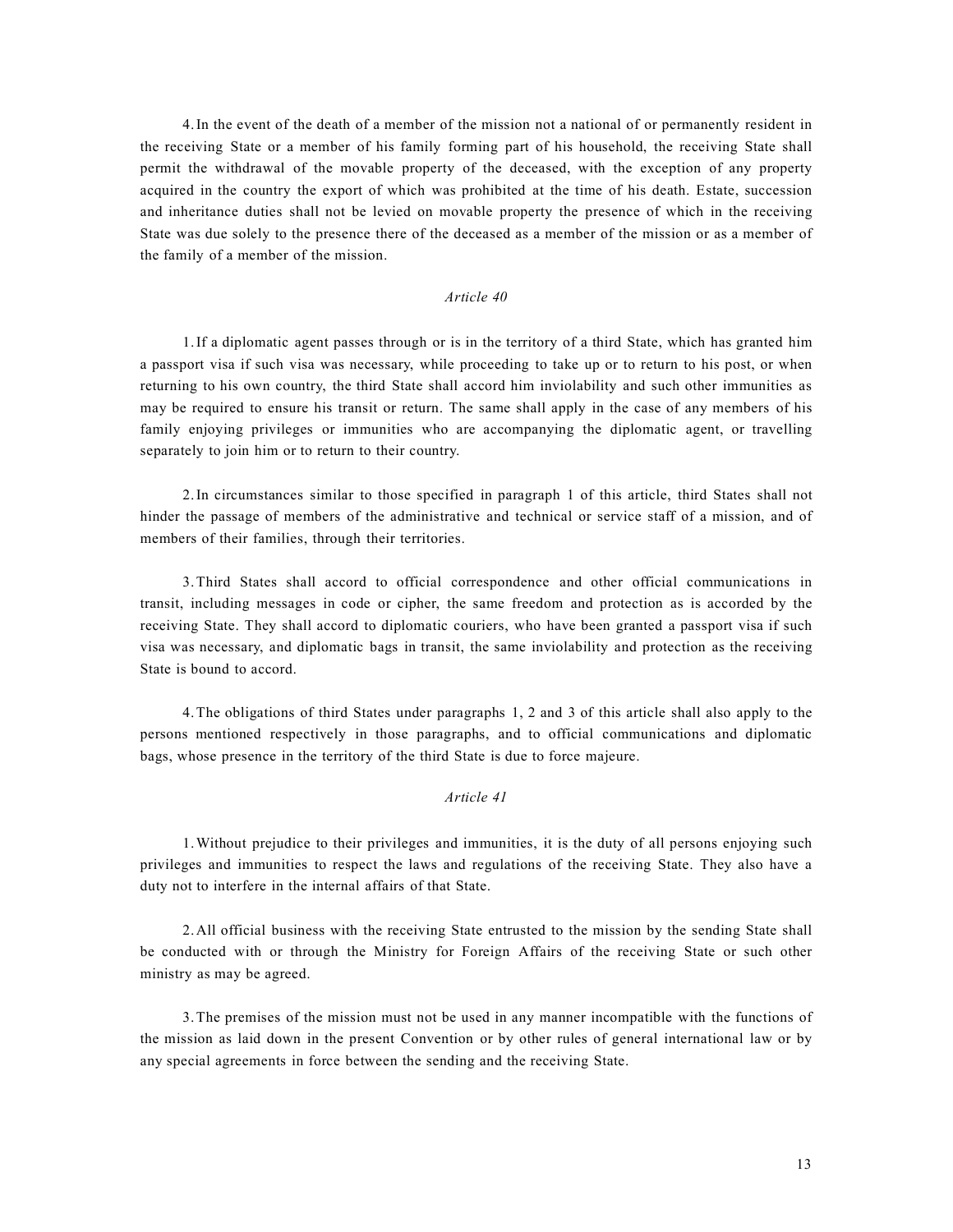4. In the event of the death of a member of the mission not a national of or permanently resident in the receiving State or a member of his family forming part of his household, the receiving State shall permit the withdrawal of the movable property of the deceased, with the exception of any property acquired in the country the export of which was prohibited at the time of his death. Estate, succession and inheritance duties shall not be levied on movable property the presence of which in the receiving State was due solely to the presence there of the deceased as a member of the mission or as a member of the family of a member of the mission.

*Article 40*

1. If a diplomatic agent passes through or is in the territory of a third State, which has granted him a passport visa if such visa was necessary, while proceeding to take up or to return to his post, or when returning to his own country, the third State shall accord him inviolability and such other immunities as may be required to ensure his transit or return. The same shall apply in the case of any members of his family enjoying privileges or immunities who are accompanying the diplomatic agent, or travelling separately to join him or to return to their country.

2. In circumstances similar to those specified in paragraph 1 of this article, third States shall not hinder the passage of members of the administrative and technical or service staff of a mission, and of members of their families, through their territories.

3. Third States shall accord to official correspondence and other official communications in transit, including messages in code or cipher, the same freedom and protection as is accorded by the receiving State. They shall accord to diplomatic couriers, who have been granted a passport visa if such visa was necessary, and diplomatic bags in transit, the same inviolability and protection as the receiving State is bound to accord.

4. The obligations of third States under paragraphs 1, 2 and 3 of this article shall also apply to the persons mentioned respectively in those paragraphs, and to official communications and diplomatic bags, whose presence in the territory of the third State is due to force majeure.

*Article 41*

1. Without prejudice to their privileges and immunities, it is the duty of all persons enjoying such privileges and immunities to respect the laws and regulations of the receiving State. They also have a duty not to interfere in the internal affairs of that State.

2. All official business with the receiving State entrusted to the mission by the sending State shall be conducted with or through the Ministry for Foreign Affairs of the receiving State or such other ministry as may be agreed.

3. The premises of the mission must not be used in any manner incompatible with the functions of the mission as laid down in the present Convention or by other rules of general international law or by any special agreements in force between the sending and the receiving State.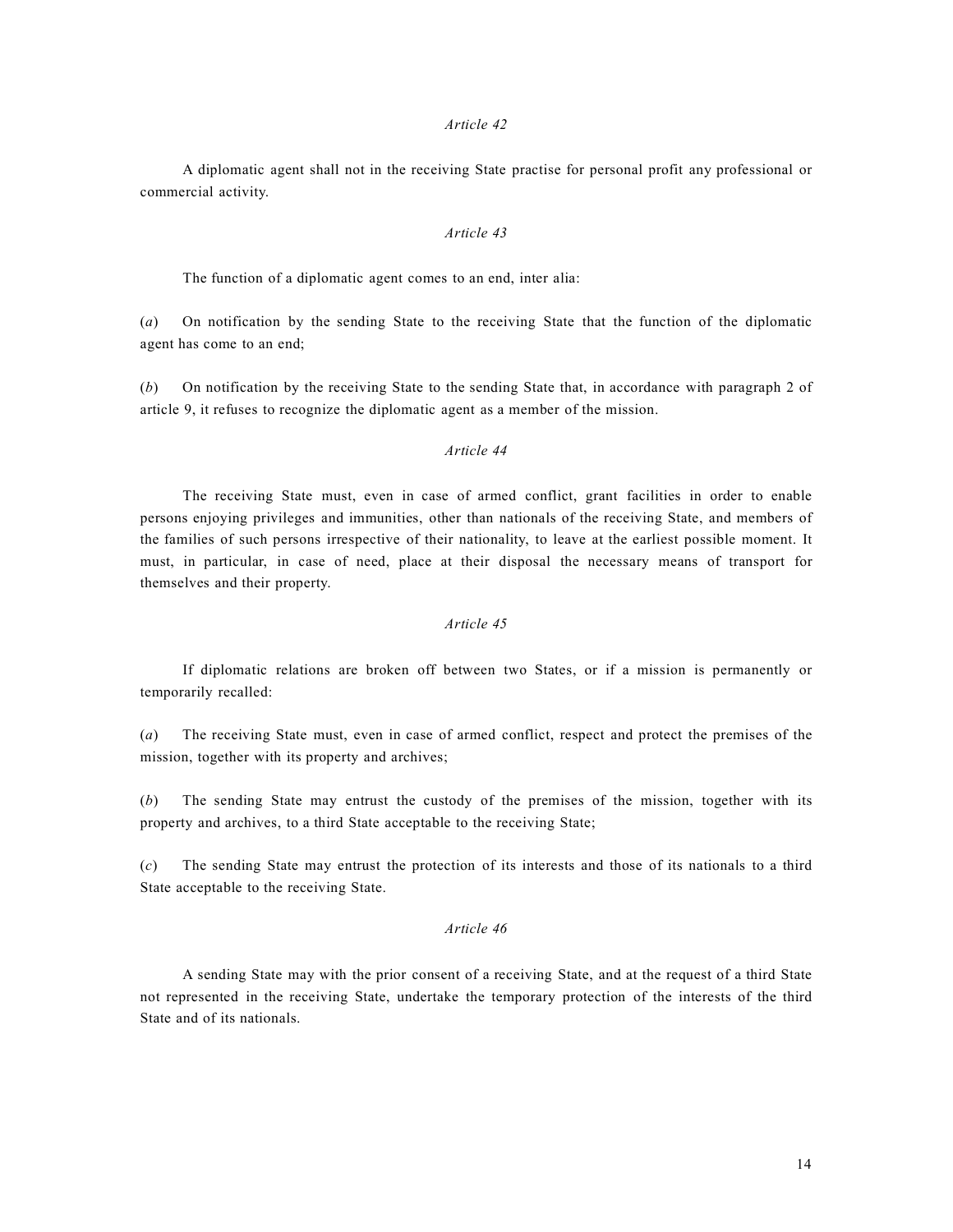*Article 42*

A diplomatic agent shall not in the receiving State practise for personal profit any professional or commercial activity.

*Article 43*

The function of a diplomatic agent comes to an end, inter alia:

(*a*) On notification by the sending State to the receiving State that the function of the diplomatic agent has come to an end;

(*b*) On notification by the receiving State to the sending State that, in accordance with paragraph 2 of article 9, it refuses to recognize the diplomatic agent as a member of the mission.

*Article 44*

The receiving State must, even in case of armed conflict, grant facilities in order to enable persons enjoying privileges and immunities, other than nationals of the receiving State, and members of the families of such persons irrespective of their nationality, to leave at the earliest possible moment. It must, in particular, in case of need, place at their disposal the necessary means of transport for themselves and their property.

*Article 45*

If diplomatic relations are broken off between two States, or if a mission is permanently or temporarily recalled:

(*a*) The receiving State must, even in case of armed conflict, respect and protect the premises of the mission, together with its property and archives;

(*b*) The sending State may entrust the custody of the premises of the mission, together with its property and archives, to a third State acceptable to the receiving State;

(*c*) The sending State may entrust the protection of its interests and those of its nationals to a third State acceptable to the receiving State.

*Article 46*

A sending State may with the prior consent of a receiving State, and at the request of a third State not represented in the receiving State, undertake the temporary protection of the interests of the third State and of its nationals.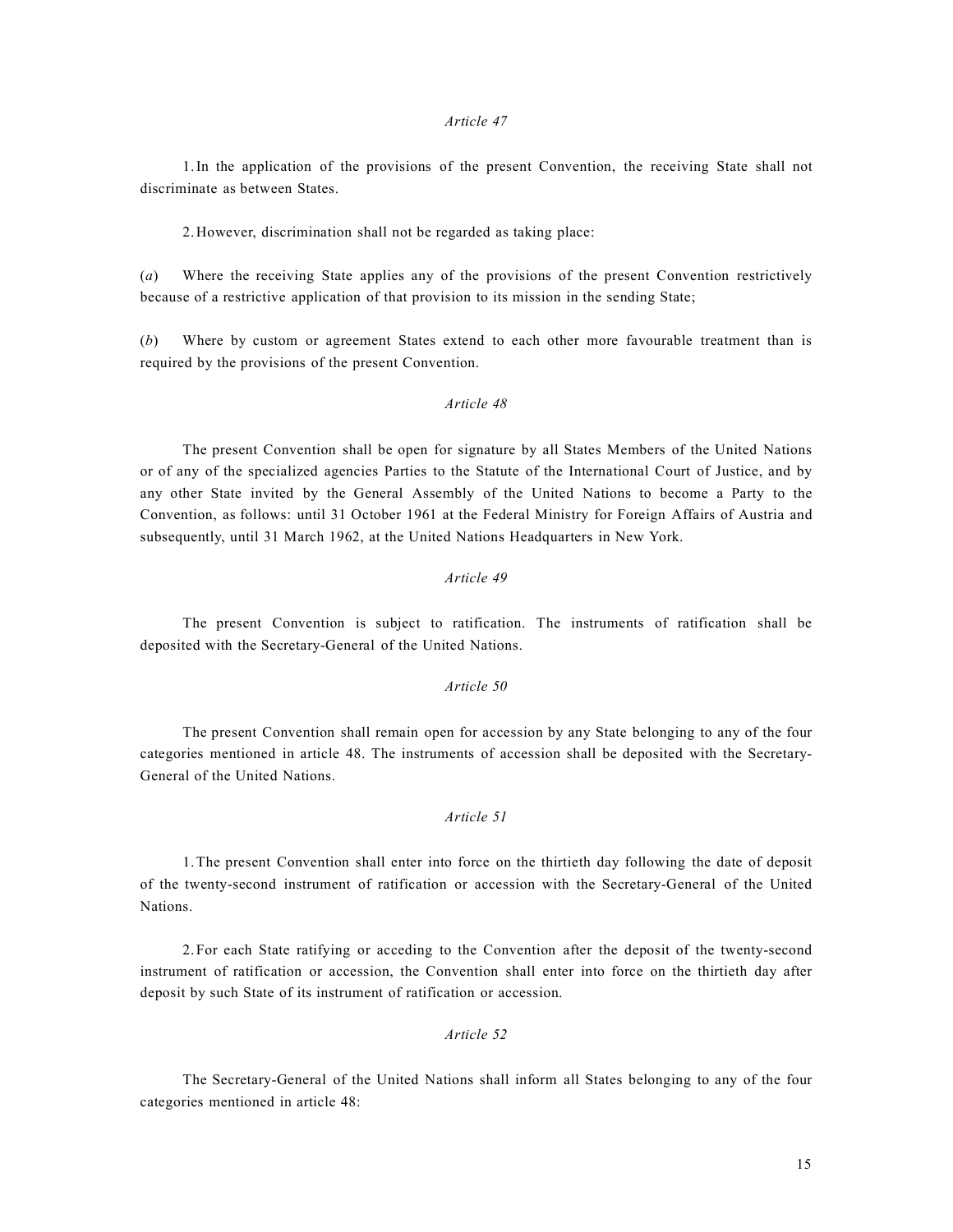*Article 47*

1. In the application of the provisions of the present Convention, the receiving State shall not discriminate as between States.

2. However, discrimination shall not be regarded as taking place:

(*a*) Where the receiving State applies any of the provisions of the present Convention restrictively because of a restrictive application of that provision to its mission in the sending State;

(*b*) Where by custom or agreement States extend to each other more favourable treatment than is required by the provisions of the present Convention.

*Article 48*

The present Convention shall be open for signature by all States Members of the United Nations or of any of the specialized agencies Parties to the Statute of the International Court of Justice, and by any other State invited by the General Assembly of the United Nations to become a Party to the Convention, as follows: until 31 October 1961 at the Federal Ministry for Foreign Affairs of Austria and subsequently, until 31 March 1962, at the United Nations Headquarters in New York.

*Article 49*

The present Convention is subject to ratification. The instruments of ratification shall be deposited with the Secretary-General of the United Nations.

*Article 50*

The present Convention shall remain open for accession by any State belonging to any of the four categories mentioned in article 48. The instruments of accession shall be deposited with the Secretary-General of the United Nations.

*Article 51*

1. The present Convention shall enter into force on the thirtieth day following the date of deposit of the twenty-second instrument of ratification or accession with the Secretary-General of the United Nations.

2. For each State ratifying or acceding to the Convention after the deposit of the twenty-second instrument of ratification or accession, the Convention shall enter into force on the thirtieth day after deposit by such State of its instrument of ratification or accession.

*Article 52*

The Secretary-General of the United Nations shall inform all States belonging to any of the four categories mentioned in article 48: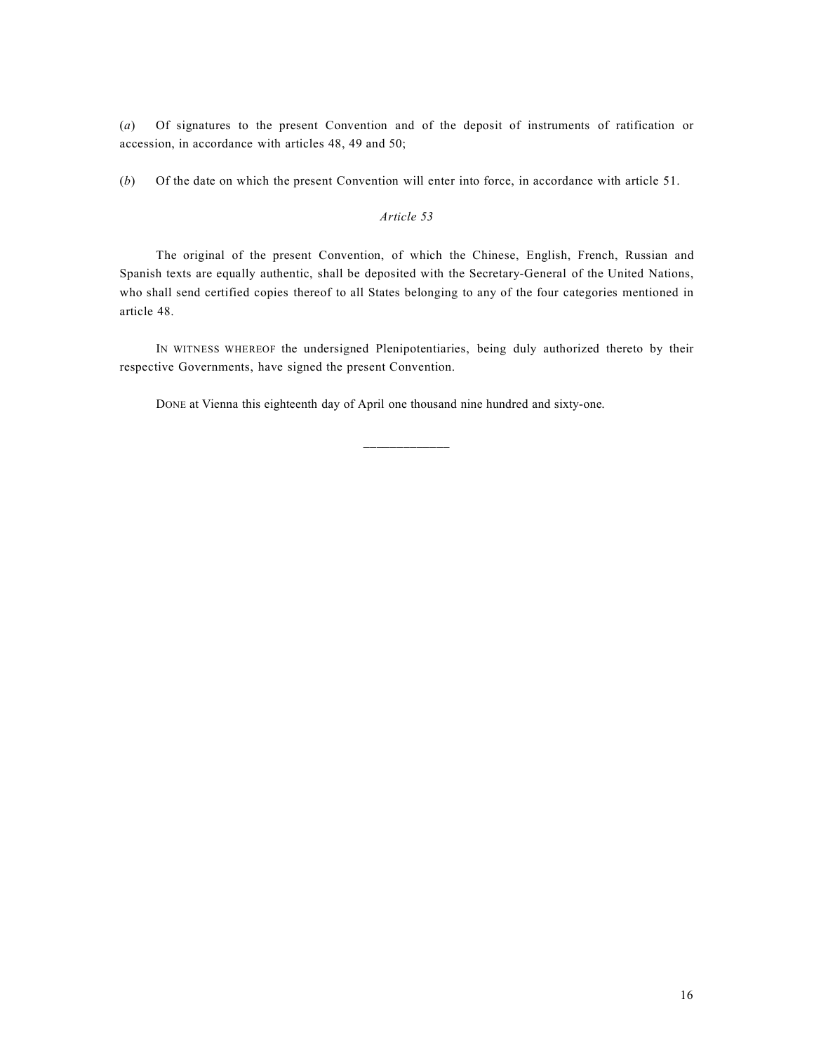(*a*) Of signatures to the present Convention and of the deposit of instruments of ratification or accession, in accordance with articles 48, 49 and 50;

(*b*) Of the date on which the present Convention will enter into force, in accordance with article 51.

*Article 53*

The original of the present Convention, of which the Chinese, English, French, Russian and Spanish texts are equally authentic, shall be deposited with the Secretary-General of the United Nations, who shall send certified copies thereof to all States belonging to any of the four categories mentioned in article 48.

IN WITNESS WHEREOF the undersigned Plenipotentiaries, being duly authorized thereto by their respective Governments, have signed the present Convention.

DONE at Vienna this eighteenth day of April one thousand nine hundred and sixty-one.

---